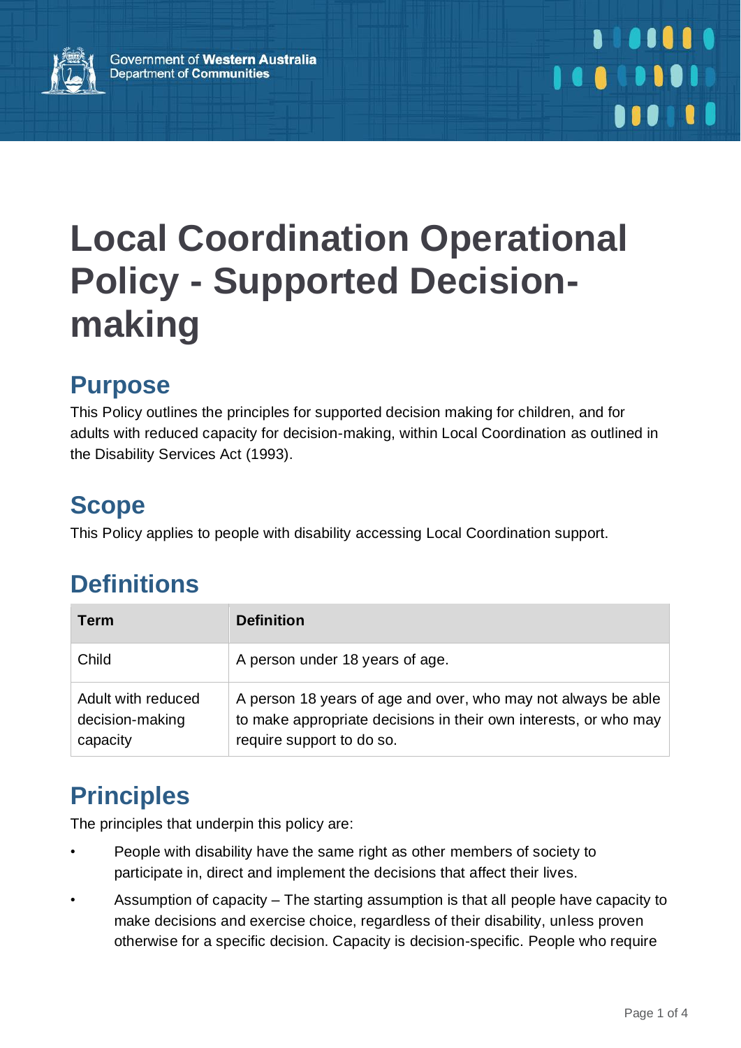Government of Western Australia
Department of Communities

# Local Coordination Operational Policy - Supported Decision-making

## Purpose

This Policy outlines the principles for supported decision making for children, and for adults with reduced capacity for decision-making, within Local Coordination as outlined in the Disability Services Act (1993).

## Scope

This Policy applies to people with disability accessing Local Coordination support.

## Definitions

| Term | Definition |
| --- | --- |
| Child | A person under 18 years of age. |
| Adult with reduced decision-making capacity | A person 18 years of age and over, who may not always be able to make appropriate decisions in their own interests, or who may require support to do so. |

## Principles

The principles that underpin this policy are:

- People with disability have the same right as other members of society to participate in, direct and implement the decisions that affect their lives.
- Assumption of capacity – The starting assumption is that all people have capacity to make decisions and exercise choice, regardless of their disability, unless proven otherwise for a specific decision. Capacity is decision-specific. People who require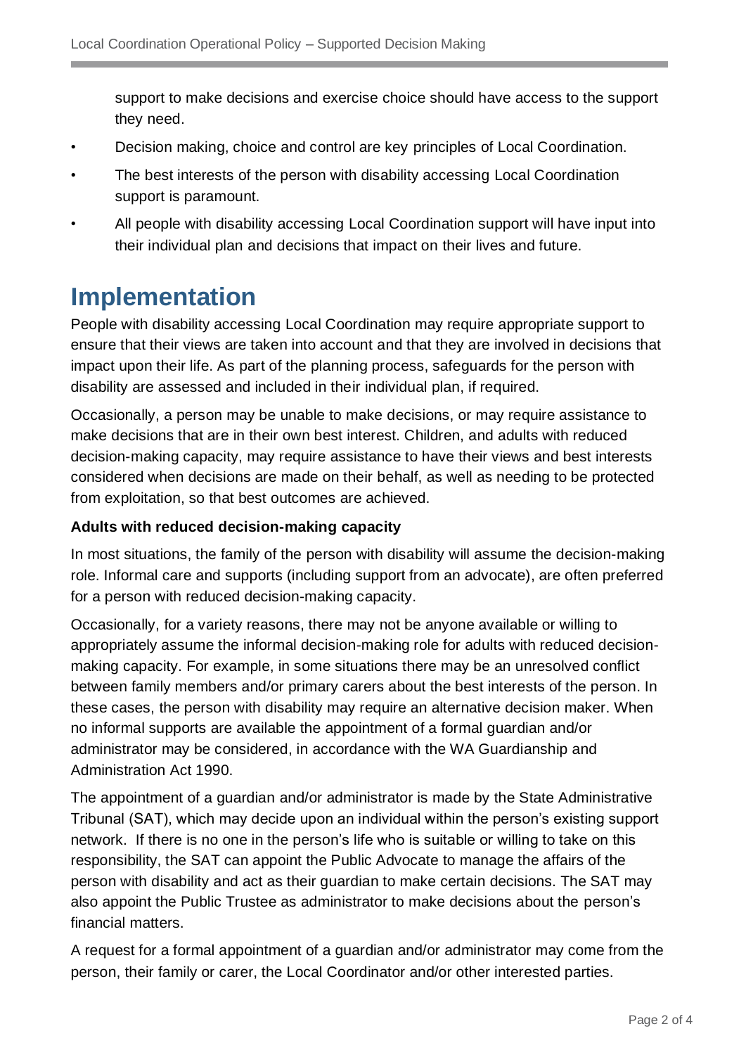support to make decisions and exercise choice should have access to the support they need.

- Decision making, choice and control are key principles of Local Coordination.
- The best interests of the person with disability accessing Local Coordination support is paramount.
- All people with disability accessing Local Coordination support will have input into their individual plan and decisions that impact on their lives and future.

# Implementation

People with disability accessing Local Coordination may require appropriate support to ensure that their views are taken into account and that they are involved in decisions that impact upon their life. As part of the planning process, safeguards for the person with disability are assessed and included in their individual plan, if required.

Occasionally, a person may be unable to make decisions, or may require assistance to make decisions that are in their own best interest. Children, and adults with reduced decision-making capacity, may require assistance to have their views and best interests considered when decisions are made on their behalf, as well as needing to be protected from exploitation, so that best outcomes are achieved.

**Adults with reduced decision-making capacity**

In most situations, the family of the person with disability will assume the decision-making role. Informal care and supports (including support from an advocate), are often preferred for a person with reduced decision-making capacity.

Occasionally, for a variety reasons, there may not be anyone available or willing to appropriately assume the informal decision-making role for adults with reduced decision-making capacity. For example, in some situations there may be an unresolved conflict between family members and/or primary carers about the best interests of the person. In these cases, the person with disability may require an alternative decision maker. When no informal supports are available the appointment of a formal guardian and/or administrator may be considered, in accordance with the WA Guardianship and Administration Act 1990.

The appointment of a guardian and/or administrator is made by the State Administrative Tribunal (SAT), which may decide upon an individual within the person's existing support network. If there is no one in the person's life who is suitable or willing to take on this responsibility, the SAT can appoint the Public Advocate to manage the affairs of the person with disability and act as their guardian to make certain decisions. The SAT may also appoint the Public Trustee as administrator to make decisions about the person's financial matters.

A request for a formal appointment of a guardian and/or administrator may come from the person, their family or carer, the Local Coordinator and/or other interested parties.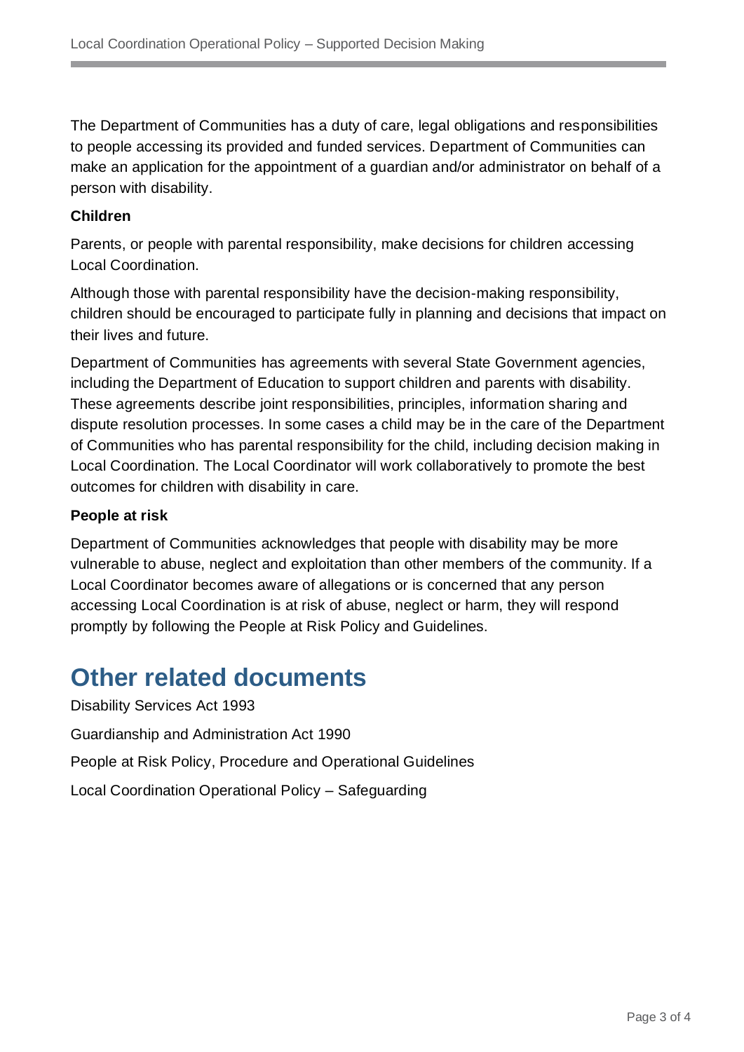The Department of Communities has a duty of care, legal obligations and responsibilities to people accessing its provided and funded services. Department of Communities can make an application for the appointment of a guardian and/or administrator on behalf of a person with disability.

**Children**

Parents, or people with parental responsibility, make decisions for children accessing Local Coordination.

Although those with parental responsibility have the decision-making responsibility, children should be encouraged to participate fully in planning and decisions that impact on their lives and future.

Department of Communities has agreements with several State Government agencies, including the Department of Education to support children and parents with disability. These agreements describe joint responsibilities, principles, information sharing and dispute resolution processes. In some cases a child may be in the care of the Department of Communities who has parental responsibility for the child, including decision making in Local Coordination. The Local Coordinator will work collaboratively to promote the best outcomes for children with disability in care.

**People at risk**

Department of Communities acknowledges that people with disability may be more vulnerable to abuse, neglect and exploitation than other members of the community. If a Local Coordinator becomes aware of allegations or is concerned that any person accessing Local Coordination is at risk of abuse, neglect or harm, they will respond promptly by following the People at Risk Policy and Guidelines.

# Other related documents

Disability Services Act 1993

Guardianship and Administration Act 1990

People at Risk Policy, Procedure and Operational Guidelines

Local Coordination Operational Policy – Safeguarding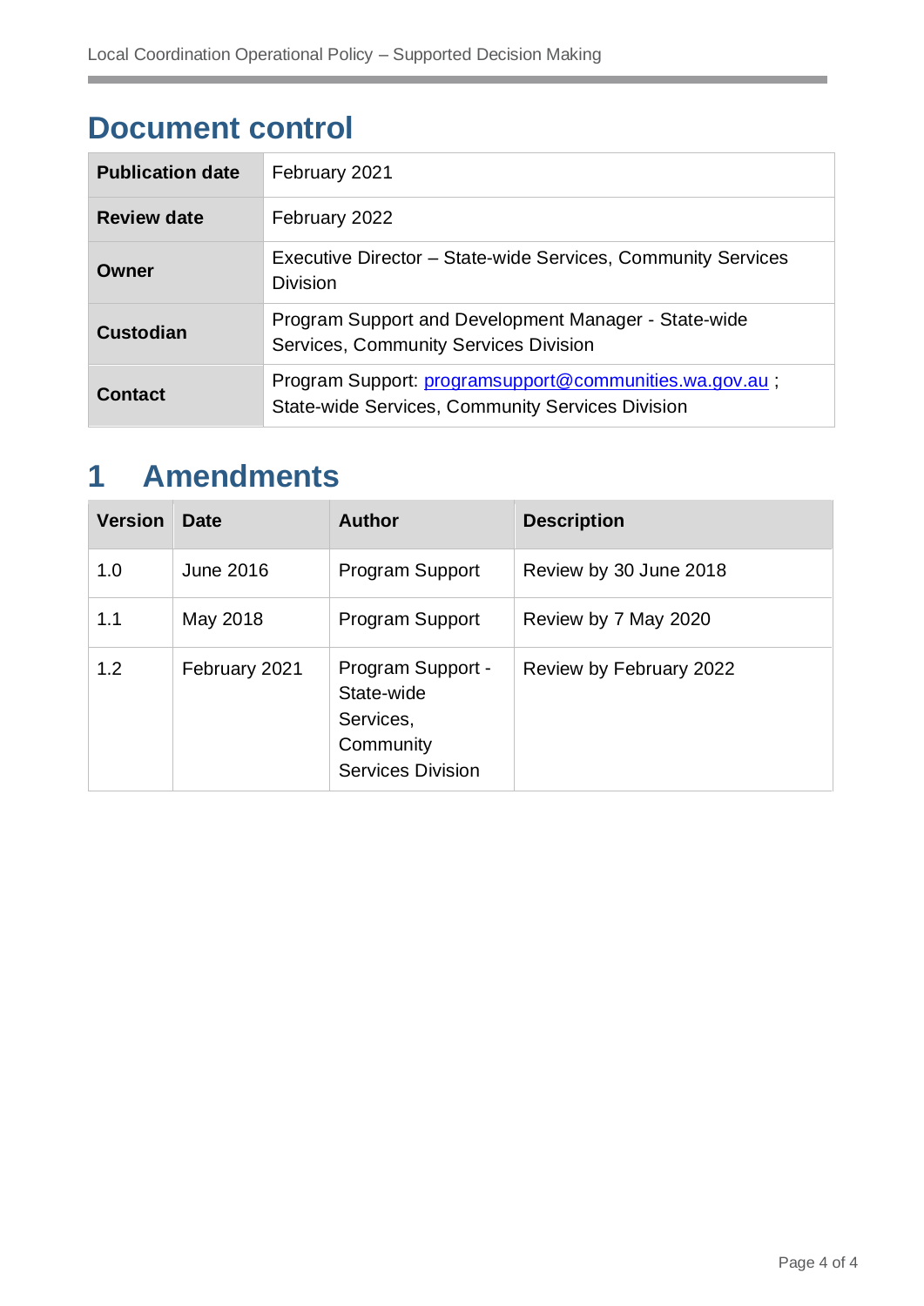# Document control

| | |
|---|---|
| **Publication date** | February 2021 |
| **Review date** | February 2022 |
| **Owner** | Executive Director – State-wide Services, Community Services Division |
| **Custodian** | Program Support and Development Manager - State-wide Services, Community Services Division |
| **Contact** | Program Support: programsupport@communities.wa.gov.au ; State-wide Services, Community Services Division |

# 1 Amendments

| Version | Date | Author | Description |
|---|---|---|---|
| 1.0 | June 2016 | Program Support | Review by 30 June 2018 |
| 1.1 | May 2018 | Program Support | Review by 7 May 2020 |
| 1.2 | February 2021 | Program Support - State-wide Services, Community Services Division | Review by February 2022 |